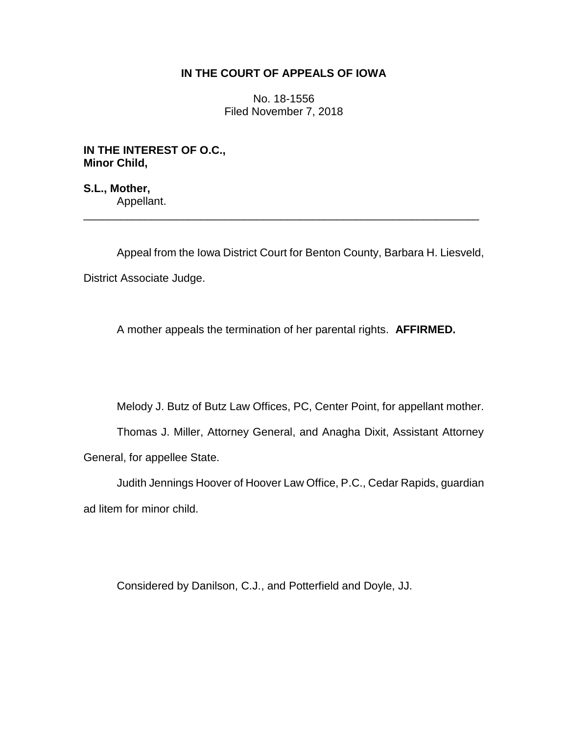**IN THE COURT OF APPEALS OF IOWA**

No. 18-1556
Filed November 7, 2018

**IN THE INTEREST OF O.C.,**
**Minor Child,**

**S.L., Mother,**
Appellant.

---

Appeal from the Iowa District Court for Benton County, Barbara H. Liesveld, District Associate Judge.

A mother appeals the termination of her parental rights. **AFFIRMED.**

Melody J. Butz of Butz Law Offices, PC, Center Point, for appellant mother.

Thomas J. Miller, Attorney General, and Anagha Dixit, Assistant Attorney General, for appellee State.

Judith Jennings Hoover of Hoover Law Office, P.C., Cedar Rapids, guardian ad litem for minor child.

Considered by Danilson, C.J., and Potterfield and Doyle, JJ.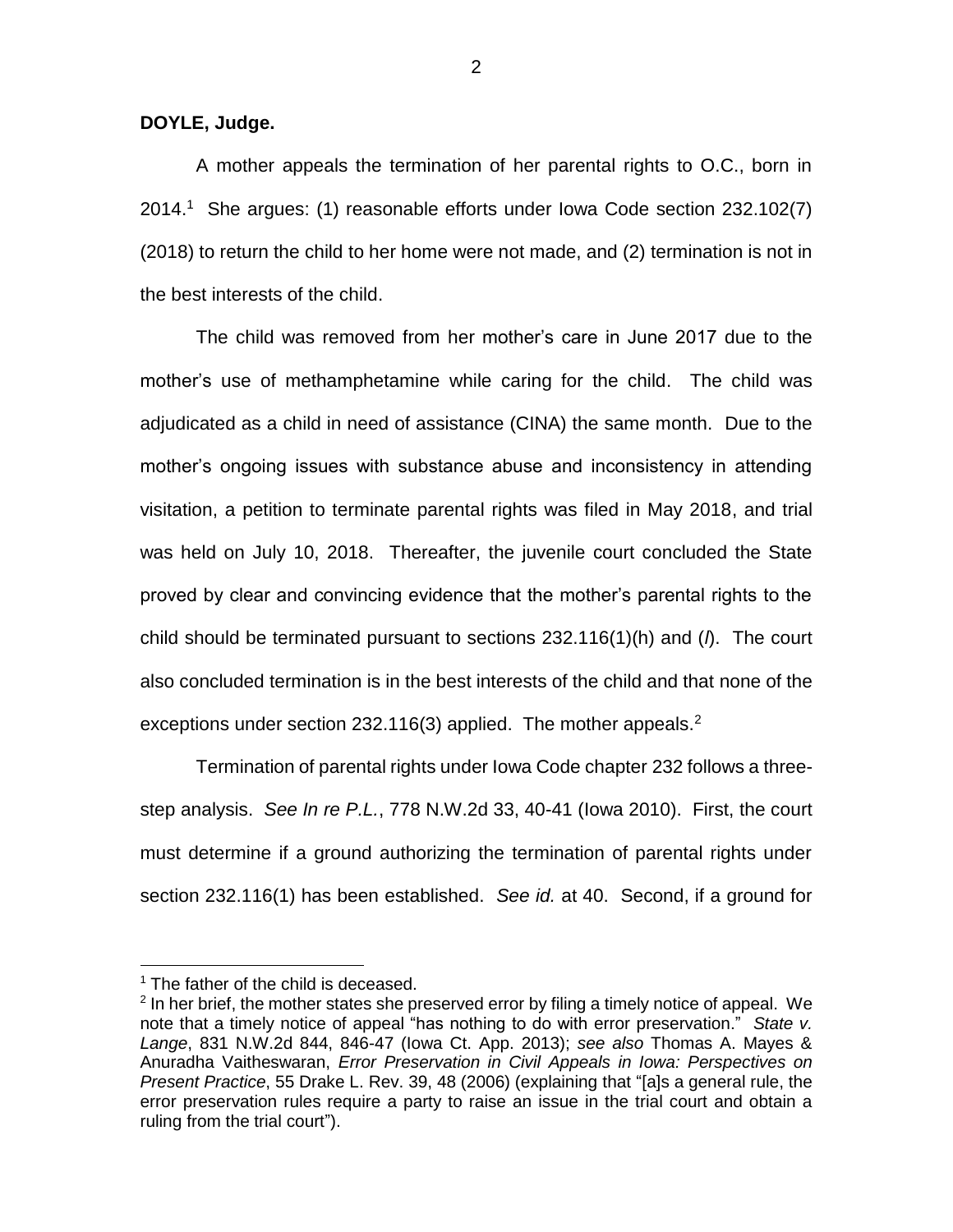**DOYLE, Judge.**

A mother appeals the termination of her parental rights to O.C., born in 2014.[1] She argues: (1) reasonable efforts under Iowa Code section 232.102(7) (2018) to return the child to her home were not made, and (2) termination is not in the best interests of the child.

The child was removed from her mother's care in June 2017 due to the mother's use of methamphetamine while caring for the child. The child was adjudicated as a child in need of assistance (CINA) the same month. Due to the mother's ongoing issues with substance abuse and inconsistency in attending visitation, a petition to terminate parental rights was filed in May 2018, and trial was held on July 10, 2018. Thereafter, the juvenile court concluded the State proved by clear and convincing evidence that the mother's parental rights to the child should be terminated pursuant to sections 232.116(1)(h) and (*l*). The court also concluded termination is in the best interests of the child and that none of the exceptions under section 232.116(3) applied. The mother appeals.[2]

Termination of parental rights under Iowa Code chapter 232 follows a three-step analysis. *See In re P.L.*, 778 N.W.2d 33, 40-41 (Iowa 2010). First, the court must determine if a ground authorizing the termination of parental rights under section 232.116(1) has been established. *See id.* at 40. Second, if a ground for

---

[1] The father of the child is deceased.

[2] In her brief, the mother states she preserved error by filing a timely notice of appeal. We note that a timely notice of appeal "has nothing to do with error preservation." *State v. Lange*, 831 N.W.2d 844, 846-47 (Iowa Ct. App. 2013); *see also* Thomas A. Mayes & Anuradha Vaitheswaran, *Error Preservation in Civil Appeals in Iowa: Perspectives on Present Practice*, 55 Drake L. Rev. 39, 48 (2006) (explaining that "[a]s a general rule, the error preservation rules require a party to raise an issue in the trial court and obtain a ruling from the trial court").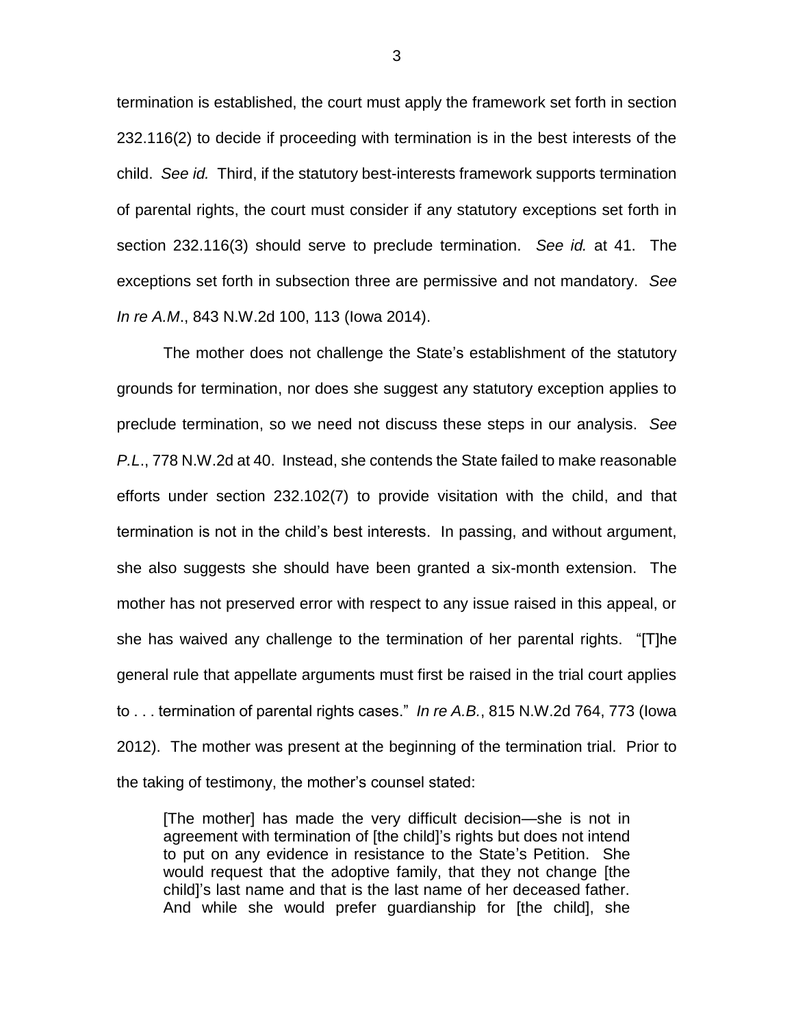termination is established, the court must apply the framework set forth in section 232.116(2) to decide if proceeding with termination is in the best interests of the child. *See id.* Third, if the statutory best-interests framework supports termination of parental rights, the court must consider if any statutory exceptions set forth in section 232.116(3) should serve to preclude termination. *See id.* at 41. The exceptions set forth in subsection three are permissive and not mandatory. *See In re A.M*., 843 N.W.2d 100, 113 (Iowa 2014).

The mother does not challenge the State's establishment of the statutory grounds for termination, nor does she suggest any statutory exception applies to preclude termination, so we need not discuss these steps in our analysis. *See P.L*., 778 N.W.2d at 40. Instead, she contends the State failed to make reasonable efforts under section 232.102(7) to provide visitation with the child, and that termination is not in the child's best interests. In passing, and without argument, she also suggests she should have been granted a six-month extension. The mother has not preserved error with respect to any issue raised in this appeal, or she has waived any challenge to the termination of her parental rights. "[T]he general rule that appellate arguments must first be raised in the trial court applies to . . . termination of parental rights cases." *In re A.B.*, 815 N.W.2d 764, 773 (Iowa 2012). The mother was present at the beginning of the termination trial. Prior to the taking of testimony, the mother's counsel stated:

> [The mother] has made the very difficult decision—she is not in agreement with termination of [the child]'s rights but does not intend to put on any evidence in resistance to the State's Petition. She would request that the adoptive family, that they not change [the child]'s last name and that is the last name of her deceased father. And while she would prefer guardianship for [the child], she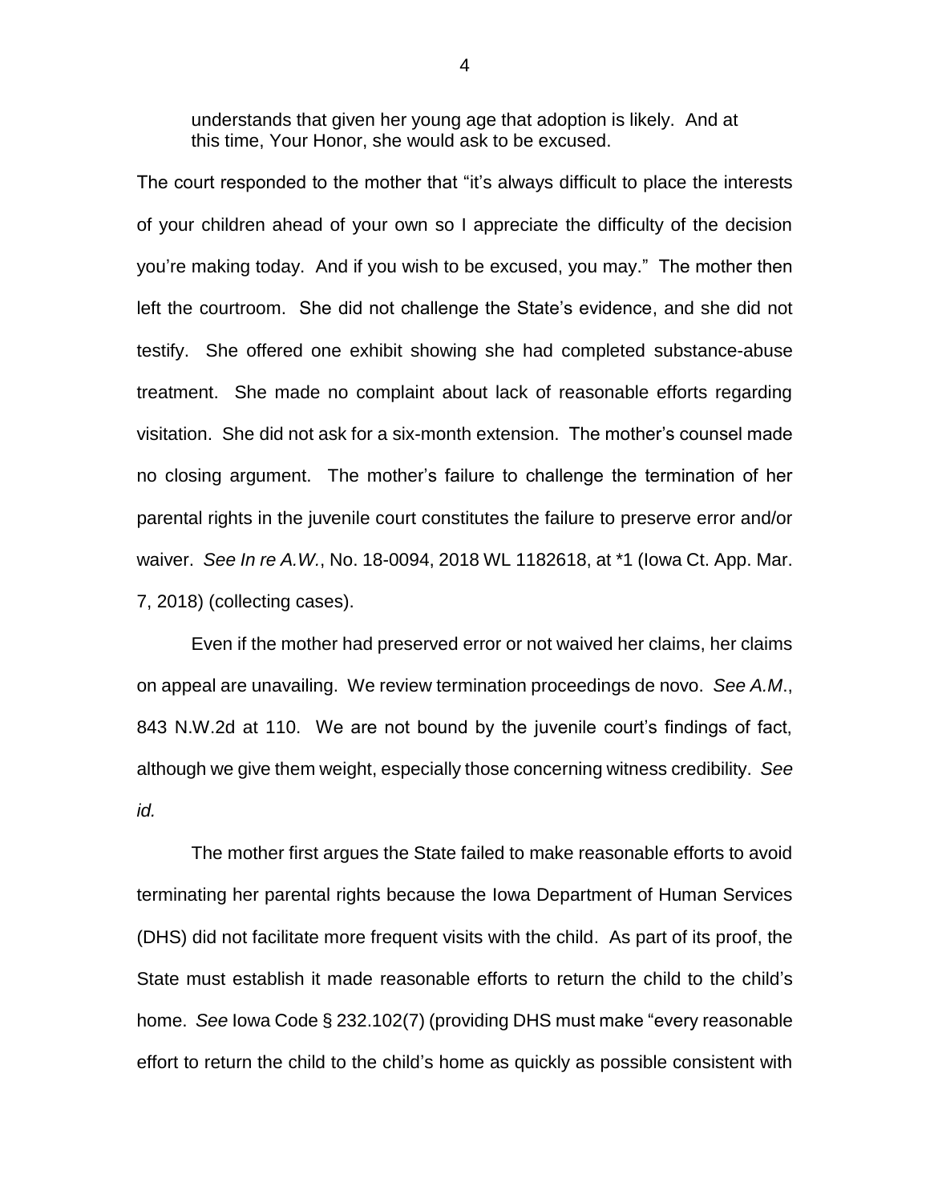> understands that given her young age that adoption is likely. And at this time, Your Honor, she would ask to be excused.

The court responded to the mother that "it's always difficult to place the interests of your children ahead of your own so I appreciate the difficulty of the decision you're making today. And if you wish to be excused, you may." The mother then left the courtroom. She did not challenge the State's evidence, and she did not testify. She offered one exhibit showing she had completed substance-abuse treatment. She made no complaint about lack of reasonable efforts regarding visitation. She did not ask for a six-month extension. The mother's counsel made no closing argument. The mother's failure to challenge the termination of her parental rights in the juvenile court constitutes the failure to preserve error and/or waiver. *See In re A.W.*, No. 18-0094, 2018 WL 1182618, at *1 (Iowa Ct. App. Mar. 7, 2018) (collecting cases).

Even if the mother had preserved error or not waived her claims, her claims on appeal are unavailing. We review termination proceedings de novo. *See A.M.*, 843 N.W.2d at 110. We are not bound by the juvenile court's findings of fact, although we give them weight, especially those concerning witness credibility. *See id.*

The mother first argues the State failed to make reasonable efforts to avoid terminating her parental rights because the Iowa Department of Human Services (DHS) did not facilitate more frequent visits with the child. As part of its proof, the State must establish it made reasonable efforts to return the child to the child's home. *See* Iowa Code § 232.102(7) (providing DHS must make "every reasonable effort to return the child to the child's home as quickly as possible consistent with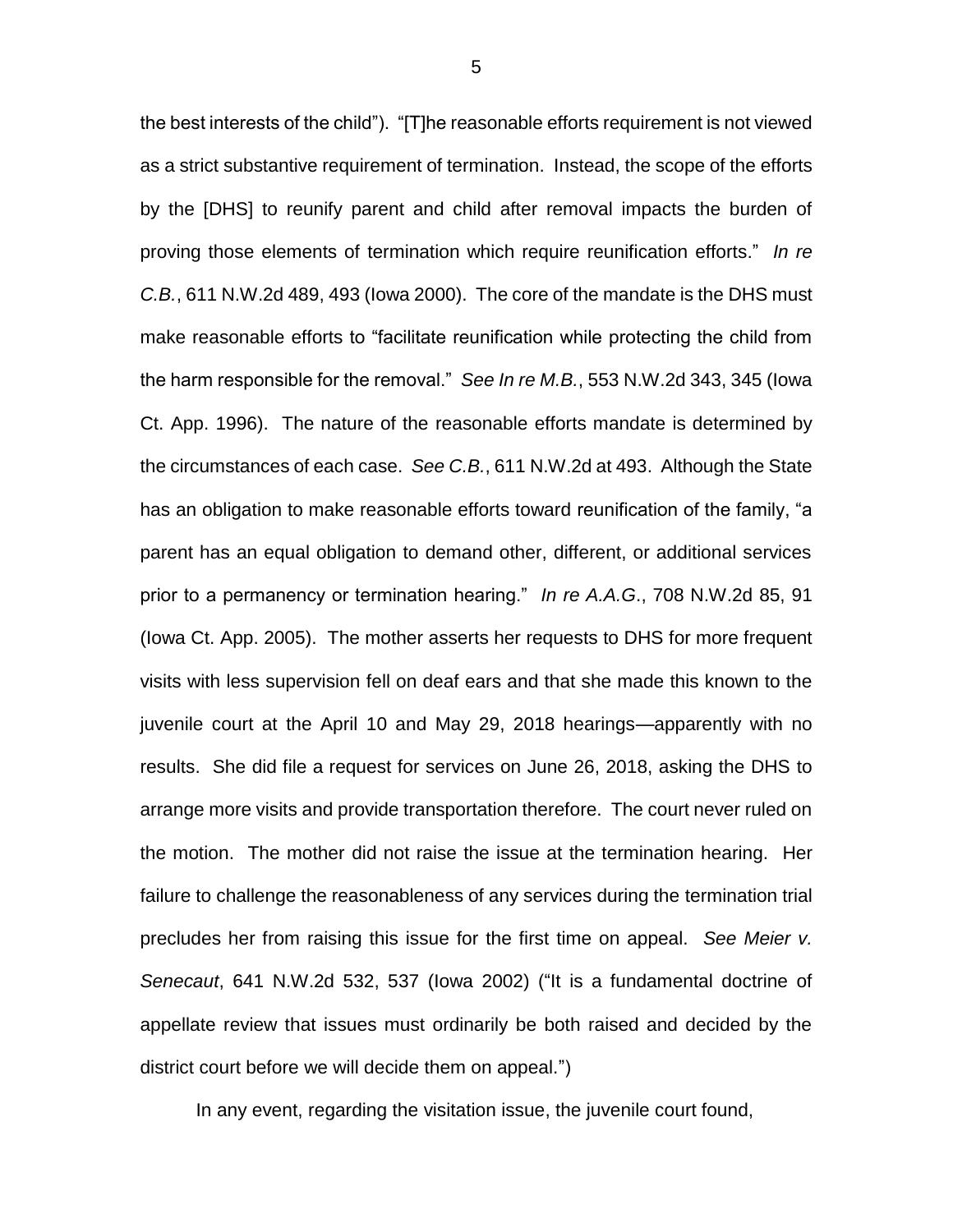the best interests of the child"). "[T]he reasonable efforts requirement is not viewed as a strict substantive requirement of termination. Instead, the scope of the efforts by the [DHS] to reunify parent and child after removal impacts the burden of proving those elements of termination which require reunification efforts." *In re C.B.*, 611 N.W.2d 489, 493 (Iowa 2000). The core of the mandate is the DHS must make reasonable efforts to "facilitate reunification while protecting the child from the harm responsible for the removal." *See In re M.B.*, 553 N.W.2d 343, 345 (Iowa Ct. App. 1996). The nature of the reasonable efforts mandate is determined by the circumstances of each case. *See C.B.*, 611 N.W.2d at 493. Although the State has an obligation to make reasonable efforts toward reunification of the family, "a parent has an equal obligation to demand other, different, or additional services prior to a permanency or termination hearing." *In re A.A.G*., 708 N.W.2d 85, 91 (Iowa Ct. App. 2005). The mother asserts her requests to DHS for more frequent visits with less supervision fell on deaf ears and that she made this known to the juvenile court at the April 10 and May 29, 2018 hearings—apparently with no results. She did file a request for services on June 26, 2018, asking the DHS to arrange more visits and provide transportation therefore. The court never ruled on the motion. The mother did not raise the issue at the termination hearing. Her failure to challenge the reasonableness of any services during the termination trial precludes her from raising this issue for the first time on appeal. *See Meier v. Senecaut*, 641 N.W.2d 532, 537 (Iowa 2002) ("It is a fundamental doctrine of appellate review that issues must ordinarily be both raised and decided by the district court before we will decide them on appeal.")

In any event, regarding the visitation issue, the juvenile court found,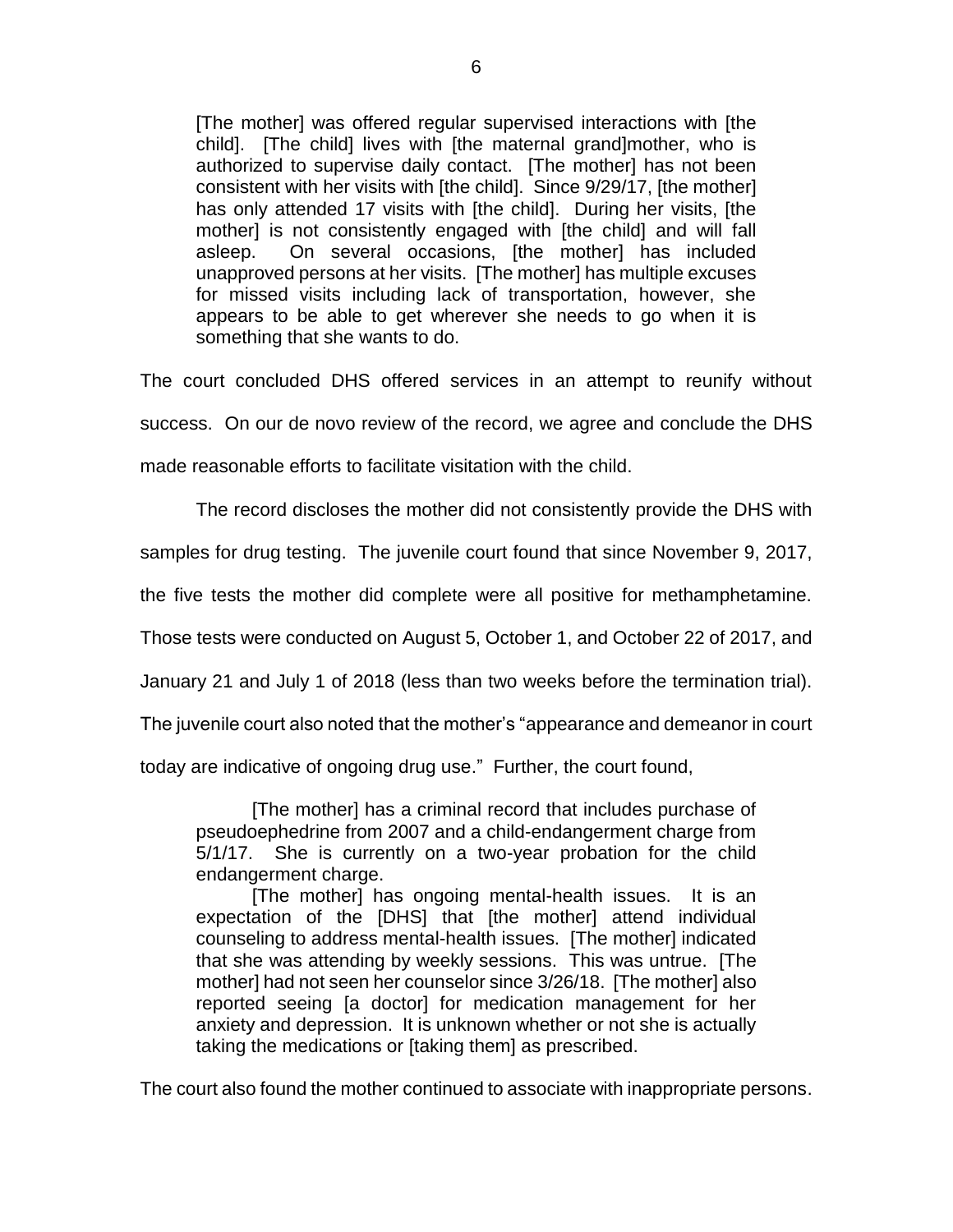> [The mother] was offered regular supervised interactions with [the child]. [The child] lives with [the maternal grand]mother, who is authorized to supervise daily contact. [The mother] has not been consistent with her visits with [the child]. Since 9/29/17, [the mother] has only attended 17 visits with [the child]. During her visits, [the mother] is not consistently engaged with [the child] and will fall asleep. On several occasions, [the mother] has included unapproved persons at her visits. [The mother] has multiple excuses for missed visits including lack of transportation, however, she appears to be able to get wherever she needs to go when it is something that she wants to do.

The court concluded DHS offered services in an attempt to reunify without success. On our de novo review of the record, we agree and conclude the DHS made reasonable efforts to facilitate visitation with the child.

The record discloses the mother did not consistently provide the DHS with samples for drug testing. The juvenile court found that since November 9, 2017, the five tests the mother did complete were all positive for methamphetamine. Those tests were conducted on August 5, October 1, and October 22 of 2017, and January 21 and July 1 of 2018 (less than two weeks before the termination trial). The juvenile court also noted that the mother's "appearance and demeanor in court today are indicative of ongoing drug use." Further, the court found,

> [The mother] has a criminal record that includes purchase of pseudoephedrine from 2007 and a child-endangerment charge from 5/1/17. She is currently on a two-year probation for the child endangerment charge.
>
> [The mother] has ongoing mental-health issues. It is an expectation of the [DHS] that [the mother] attend individual counseling to address mental-health issues. [The mother] indicated that she was attending by weekly sessions. This was untrue. [The mother] had not seen her counselor since 3/26/18. [The mother] also reported seeing [a doctor] for medication management for her anxiety and depression. It is unknown whether or not she is actually taking the medications or [taking them] as prescribed.

The court also found the mother continued to associate with inappropriate persons.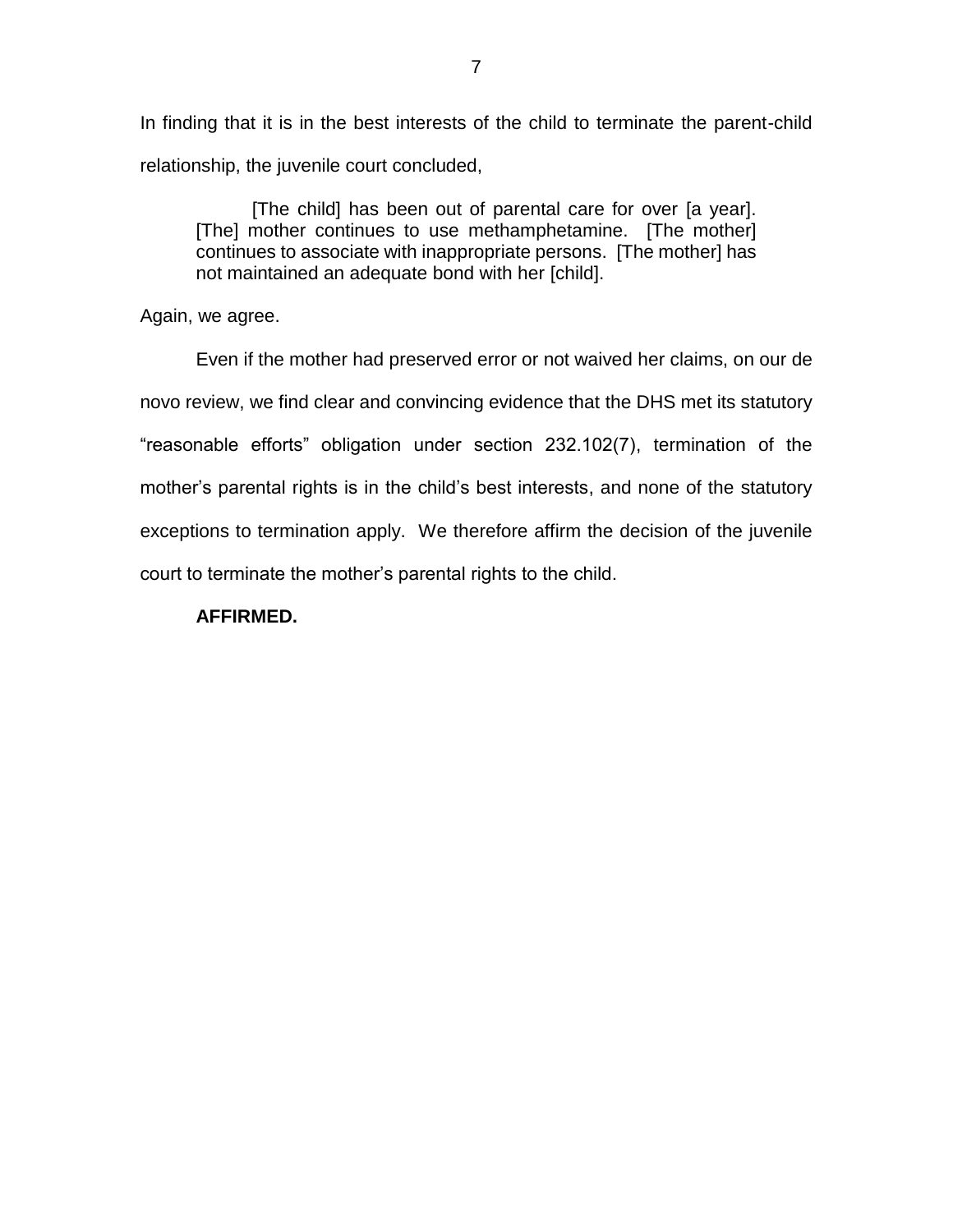In finding that it is in the best interests of the child to terminate the parent-child relationship, the juvenile court concluded,

> [The child] has been out of parental care for over [a year]. [The] mother continues to use methamphetamine. [The mother] continues to associate with inappropriate persons. [The mother] has not maintained an adequate bond with her [child].

Again, we agree.

Even if the mother had preserved error or not waived her claims, on our de novo review, we find clear and convincing evidence that the DHS met its statutory "reasonable efforts" obligation under section 232.102(7), termination of the mother's parental rights is in the child's best interests, and none of the statutory exceptions to termination apply. We therefore affirm the decision of the juvenile court to terminate the mother's parental rights to the child.

**AFFIRMED.**